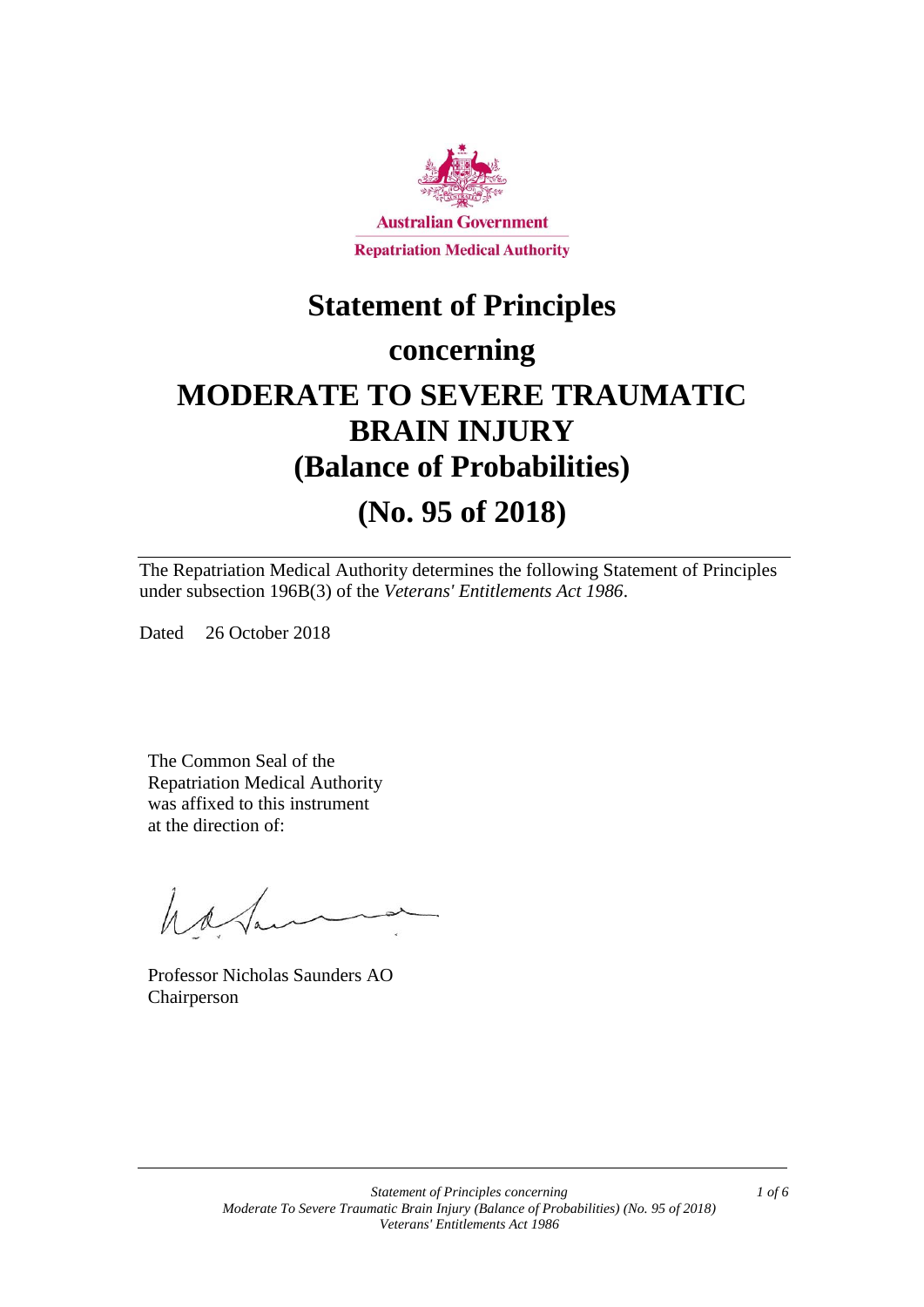Australian Government

Repatriation Medical Authority

# Statement of Principles

# concerning

# MODERATE TO SEVERE TRAUMATIC BRAIN INJURY (Balance of Probabilities)

# (No. 95 of 2018)

The Repatriation Medical Authority determines the following Statement of Principles under subsection 196B(3) of the *Veterans' Entitlements Act 1986*.

Dated 26 October 2018

The Common Seal of the Repatriation Medical Authority was affixed to this instrument at the direction of:

Professor Nicholas Saunders AO
Chairperson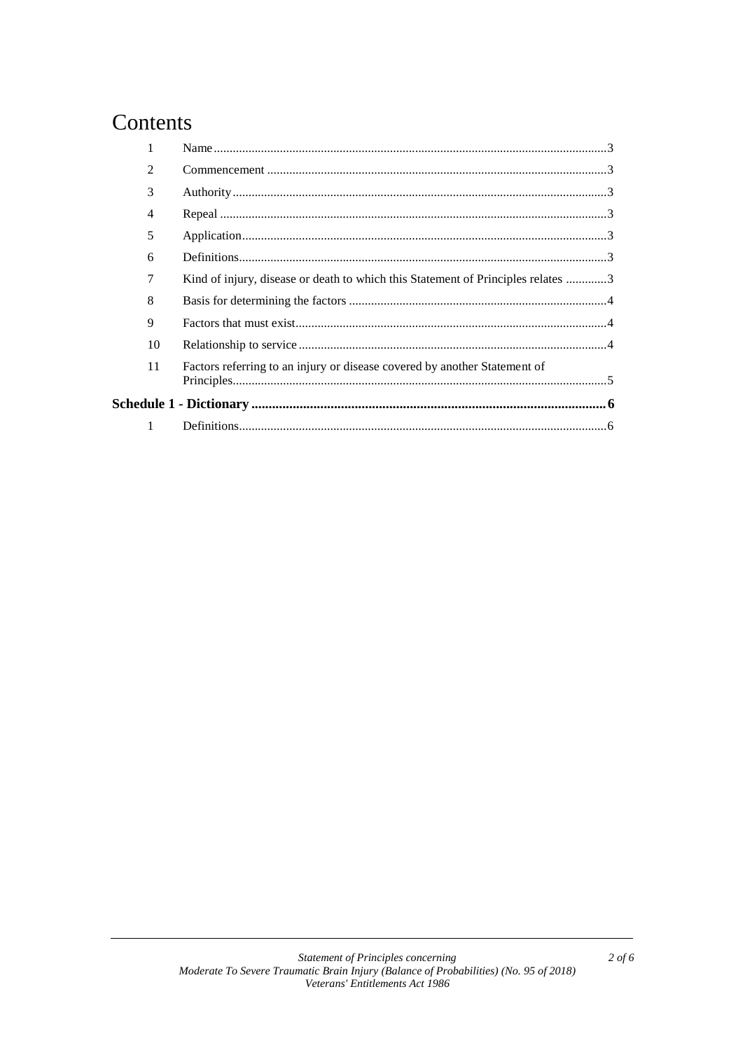# Contents

| | | |
|---|---|---|
| 1 | Name | 3 |
| 2 | Commencement | 3 |
| 3 | Authority | 3 |
| 4 | Repeal | 3 |
| 5 | Application | 3 |
| 6 | Definitions | 3 |
| 7 | Kind of injury, disease or death to which this Statement of Principles relates | 3 |
| 8 | Basis for determining the factors | 4 |
| 9 | Factors that must exist | 4 |
| 10 | Relationship to service | 4 |
| 11 | Factors referring to an injury or disease covered by another Statement of Principles | 5 |
| **Schedule 1 - Dictionary** | | **6** |
| 1 | Definitions | 6 |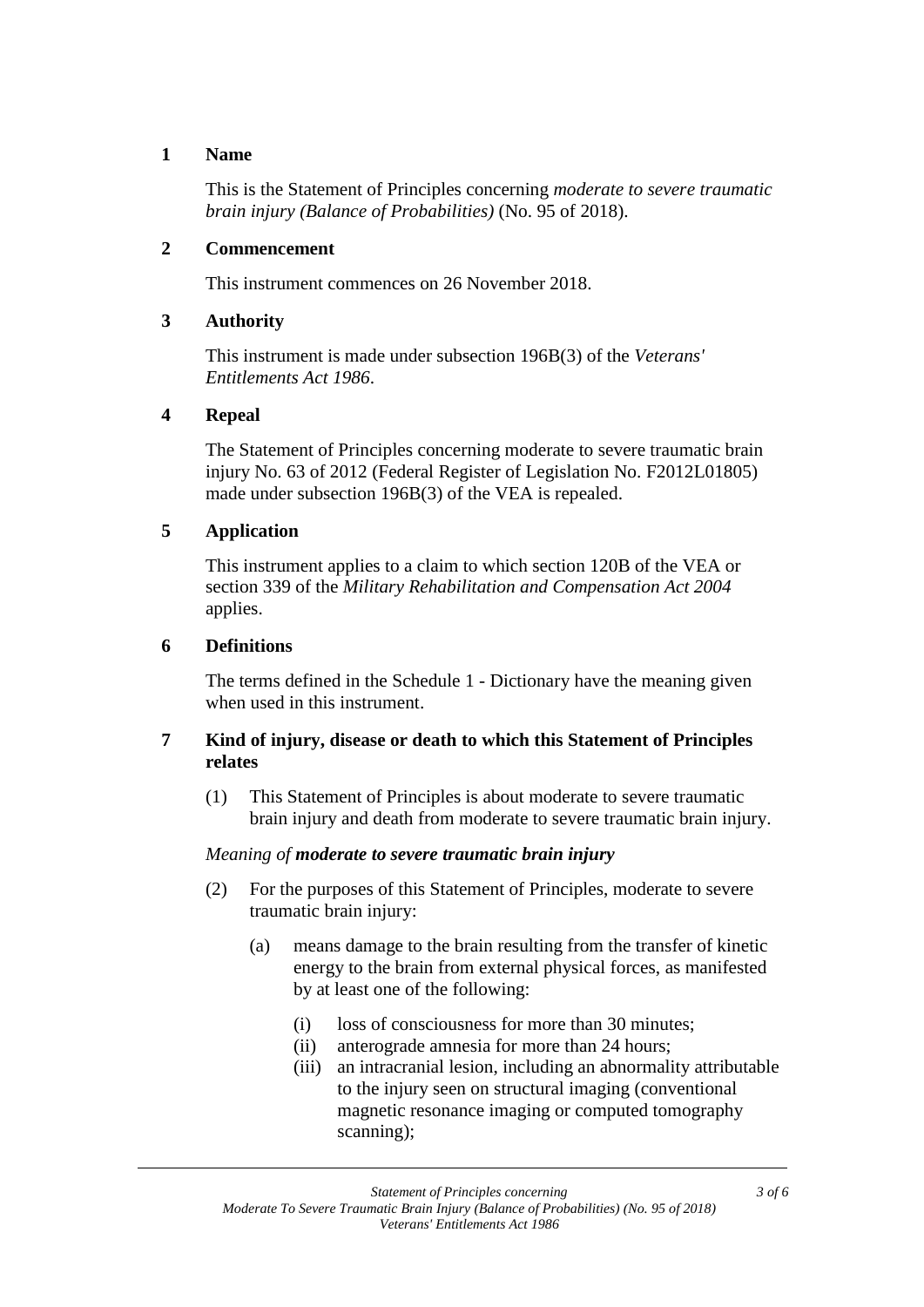## 1 Name

This is the Statement of Principles concerning *moderate to severe traumatic brain injury (Balance of Probabilities)* (No. 95 of 2018).

## 2 Commencement

This instrument commences on 26 November 2018.

## 3 Authority

This instrument is made under subsection 196B(3) of the *Veterans' Entitlements Act 1986*.

## 4 Repeal

The Statement of Principles concerning moderate to severe traumatic brain injury No. 63 of 2012 (Federal Register of Legislation No. F2012L01805) made under subsection 196B(3) of the VEA is repealed.

## 5 Application

This instrument applies to a claim to which section 120B of the VEA or section 339 of the *Military Rehabilitation and Compensation Act 2004* applies.

## 6 Definitions

The terms defined in the Schedule 1 - Dictionary have the meaning given when used in this instrument.

## 7 Kind of injury, disease or death to which this Statement of Principles relates

(1) This Statement of Principles is about moderate to severe traumatic brain injury and death from moderate to severe traumatic brain injury.

*Meaning of* ***moderate to severe traumatic brain injury***

(2) For the purposes of this Statement of Principles, moderate to severe traumatic brain injury:

- (a) means damage to the brain resulting from the transfer of kinetic energy to the brain from external physical forces, as manifested by at least one of the following:
  - (i) loss of consciousness for more than 30 minutes;
  - (ii) anterograde amnesia for more than 24 hours;
  - (iii) an intracranial lesion, including an abnormality attributable to the injury seen on structural imaging (conventional magnetic resonance imaging or computed tomography scanning);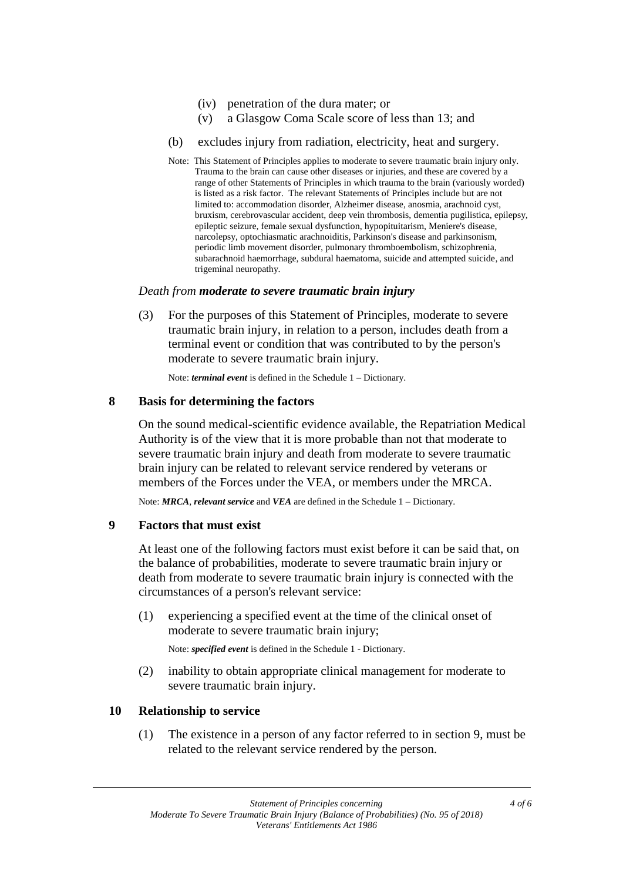(iv) penetration of the dura mater; or

(v) a Glasgow Coma Scale score of less than 13; and

(b) excludes injury from radiation, electricity, heat and surgery.

Note: This Statement of Principles applies to moderate to severe traumatic brain injury only. Trauma to the brain can cause other diseases or injuries, and these are covered by a range of other Statements of Principles in which trauma to the brain (variously worded) is listed as a risk factor. The relevant Statements of Principles include but are not limited to: accommodation disorder, Alzheimer disease, anosmia, arachnoid cyst, bruxism, cerebrovascular accident, deep vein thrombosis, dementia pugilistica, epilepsy, epileptic seizure, female sexual dysfunction, hypopituitarism, Meniere's disease, narcolepsy, optochiasmatic arachnoiditis, Parkinson's disease and parkinsonism, periodic limb movement disorder, pulmonary thromboembolism, schizophrenia, subarachnoid haemorrhage, subdural haematoma, suicide and attempted suicide, and trigeminal neuropathy.

*Death from **moderate to severe traumatic brain injury***

(3) For the purposes of this Statement of Principles, moderate to severe traumatic brain injury, in relation to a person, includes death from a terminal event or condition that was contributed to by the person's moderate to severe traumatic brain injury.

Note: ***terminal event*** is defined in the Schedule 1 – Dictionary.

## 8 Basis for determining the factors

On the sound medical-scientific evidence available, the Repatriation Medical Authority is of the view that it is more probable than not that moderate to severe traumatic brain injury and death from moderate to severe traumatic brain injury can be related to relevant service rendered by veterans or members of the Forces under the VEA, or members under the MRCA.

Note: ***MRCA***, ***relevant service*** and ***VEA*** are defined in the Schedule 1 – Dictionary.

## 9 Factors that must exist

At least one of the following factors must exist before it can be said that, on the balance of probabilities, moderate to severe traumatic brain injury or death from moderate to severe traumatic brain injury is connected with the circumstances of a person's relevant service:

(1) experiencing a specified event at the time of the clinical onset of moderate to severe traumatic brain injury;

Note: ***specified event*** is defined in the Schedule 1 - Dictionary.

(2) inability to obtain appropriate clinical management for moderate to severe traumatic brain injury.

## 10 Relationship to service

(1) The existence in a person of any factor referred to in section 9, must be related to the relevant service rendered by the person.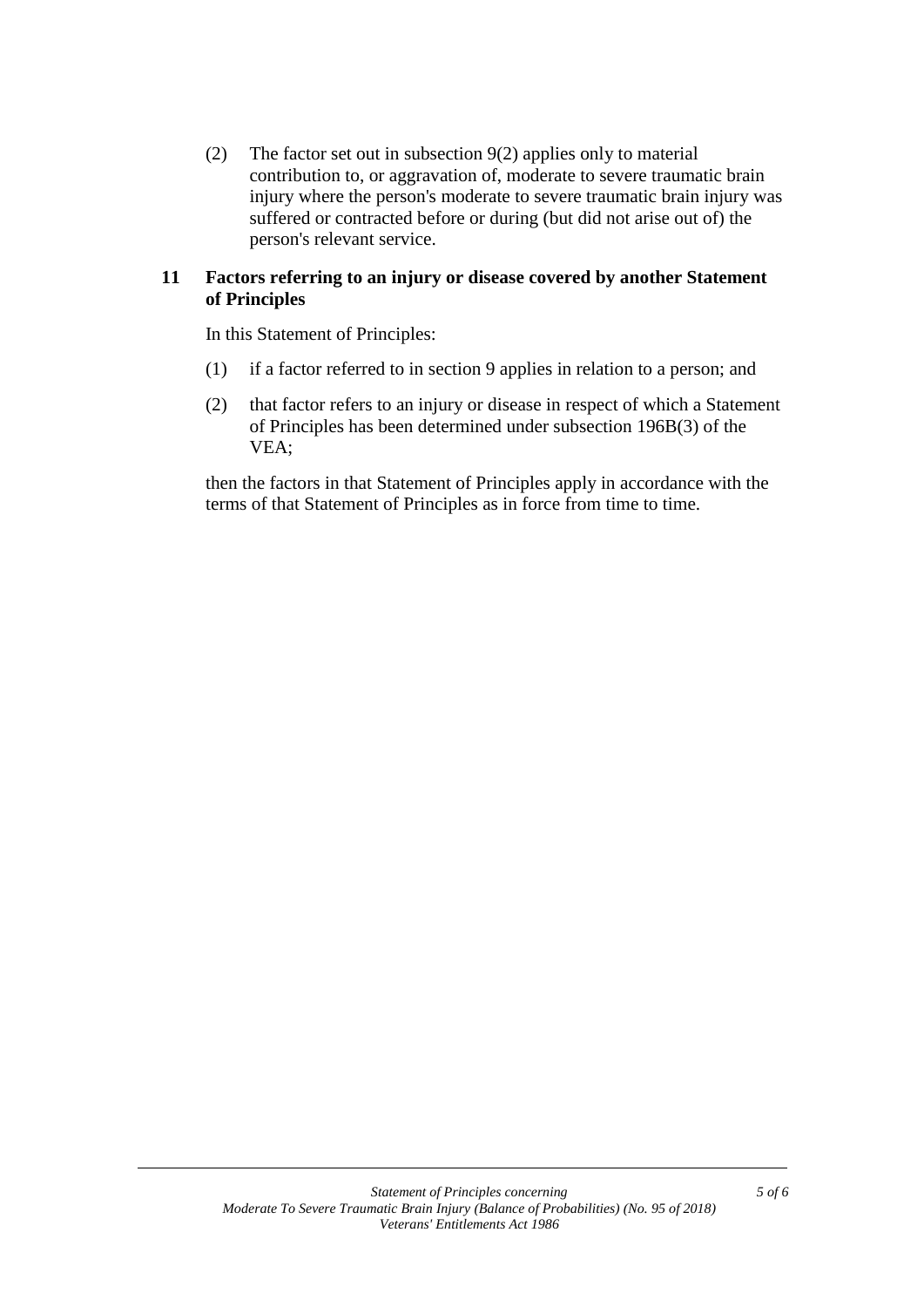(2) The factor set out in subsection 9(2) applies only to material contribution to, or aggravation of, moderate to severe traumatic brain injury where the person's moderate to severe traumatic brain injury was suffered or contracted before or during (but did not arise out of) the person's relevant service.

## 11 Factors referring to an injury or disease covered by another Statement of Principles

In this Statement of Principles:

(1) if a factor referred to in section 9 applies in relation to a person; and

(2) that factor refers to an injury or disease in respect of which a Statement of Principles has been determined under subsection 196B(3) of the VEA;

then the factors in that Statement of Principles apply in accordance with the terms of that Statement of Principles as in force from time to time.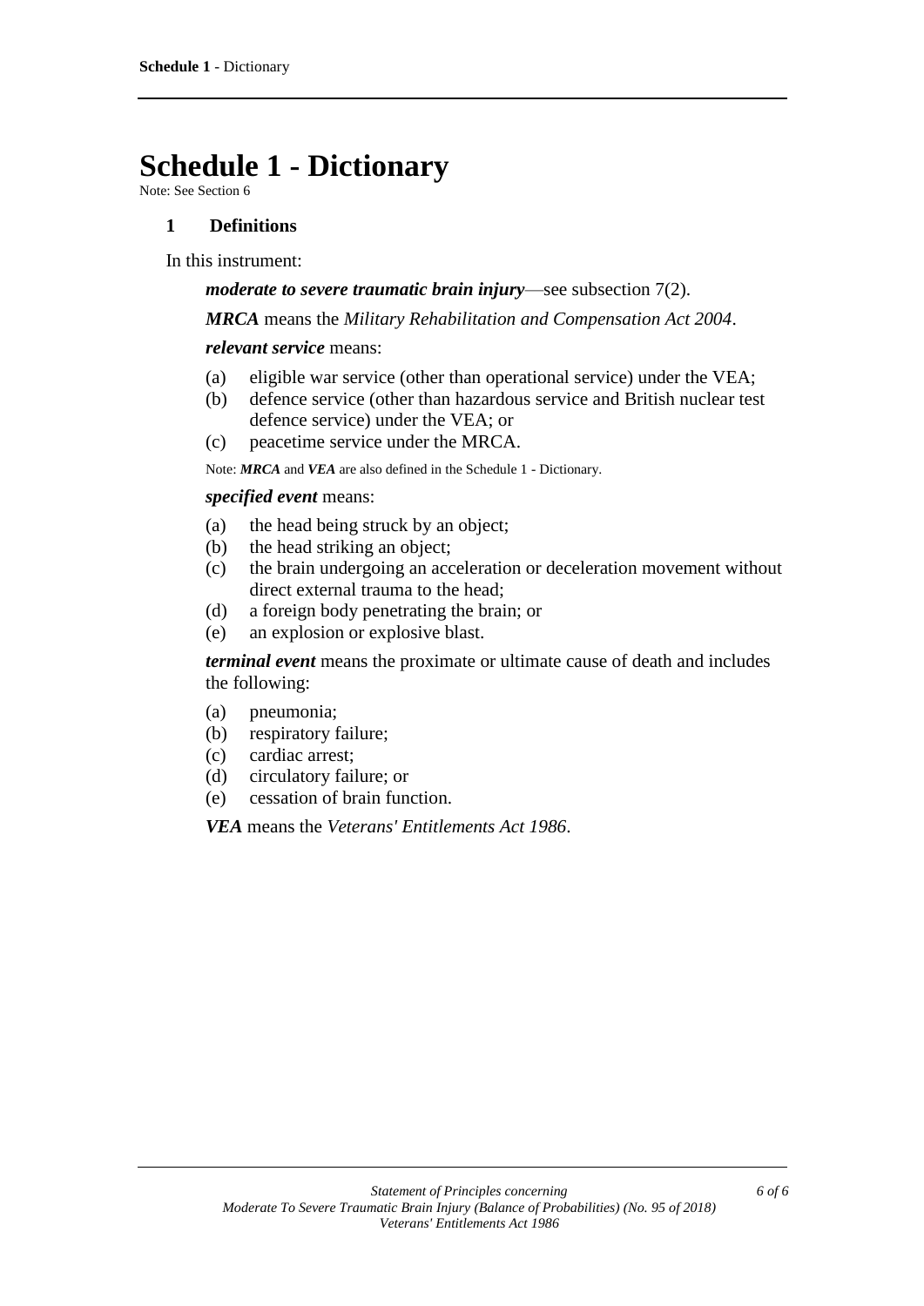# Schedule 1 - Dictionary

Note: See Section 6

## 1 Definitions

In this instrument:

***moderate to severe traumatic brain injury***—see subsection 7(2).

***MRCA*** means the *Military Rehabilitation and Compensation Act 2004*.

***relevant service*** means:

(a) eligible war service (other than operational service) under the VEA;
(b) defence service (other than hazardous service and British nuclear test defence service) under the VEA; or
(c) peacetime service under the MRCA.

Note: ***MRCA*** and ***VEA*** are also defined in the Schedule 1 - Dictionary.

***specified event*** means:

(a) the head being struck by an object;
(b) the head striking an object;
(c) the brain undergoing an acceleration or deceleration movement without direct external trauma to the head;
(d) a foreign body penetrating the brain; or
(e) an explosion or explosive blast.

***terminal event*** means the proximate or ultimate cause of death and includes the following:

(a) pneumonia;
(b) respiratory failure;
(c) cardiac arrest;
(d) circulatory failure; or
(e) cessation of brain function.

***VEA*** means the *Veterans' Entitlements Act 1986*.